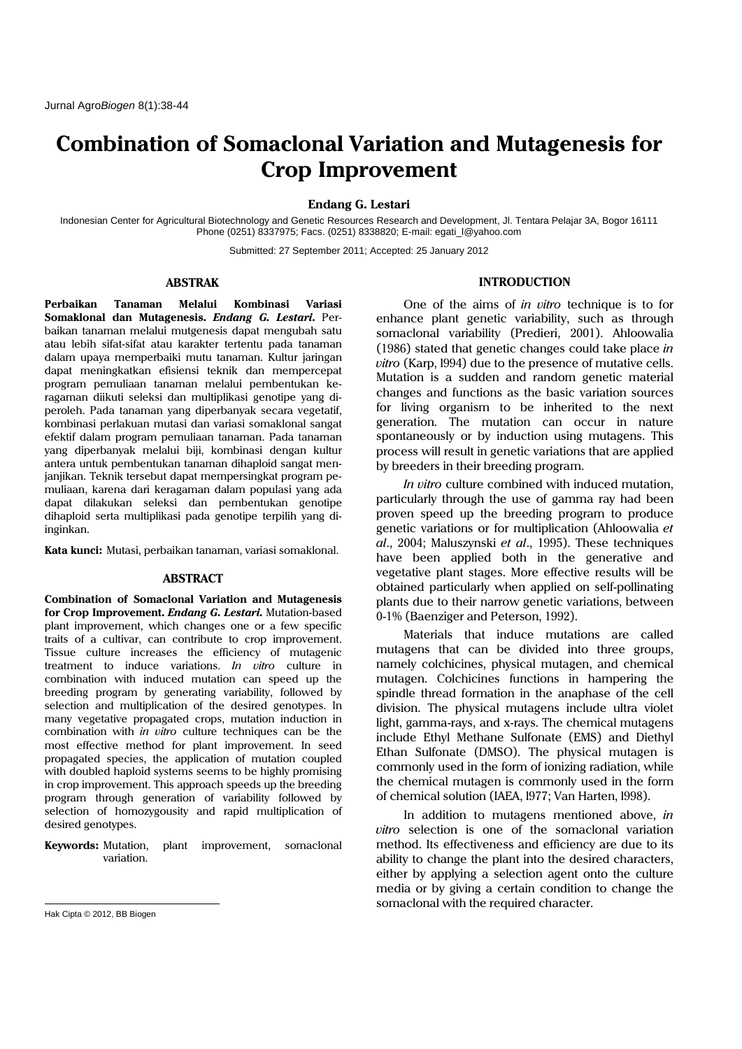# Combination of Somaclonal Variation and Mutagenesis for Crop Improvement

**Endang G. Lestari**

Indonesian Center for Agricultural Biotechnology and Genetic Resources Research and Development, Jl. Tentara Pelajar 3A, Bogor 16111
Phone (0251) 8337975; Facs. (0251) 8338820; E-mail: egati_l@yahoo.com

Submitted: 27 September 2011; Accepted: 25 January 2012

## ABSTRAK

**Perbaikan Tanaman Melalui Kombinasi Variasi Somaklonal dan Mutagenesis.** ***Endang G. Lestari.*** Perbaikan tanaman melalui mutgenesis dapat mengubah satu atau lebih sifat-sifat atau karakter tertentu pada tanaman dalam upaya memperbaiki mutu tanaman. Kultur jaringan dapat meningkatkan efisiensi teknik dan mempercepat program pemuliaan tanaman melalui pembentukan keragaman diikuti seleksi dan multiplikasi genotipe yang diperoleh. Pada tanaman yang diperbanyak secara vegetatif, kombinasi perlakuan mutasi dan variasi somaklonal sangat efektif dalam program pemuliaan tanaman. Pada tanaman yang diperbanyak melalui biji, kombinasi dengan kultur antera untuk pembentukan tanaman dihaploid sangat menjanjikan. Teknik tersebut dapat mempersingkat program pemuliaan, karena dari keragaman dalam populasi yang ada dapat dilakukan seleksi dan pembentukan genotipe dihaploid serta multiplikasi pada genotipe terpilih yang diinginkan.

**Kata kunci:** Mutasi, perbaikan tanaman, variasi somaklonal.

## ABSTRACT

**Combination of Somaclonal Variation and Mutagenesis for Crop Improvement.** ***Endang G. Lestari.*** Mutation-based plant improvement, which changes one or a few specific traits of a cultivar, can contribute to crop improvement. Tissue culture increases the efficiency of mutagenic treatment to induce variations. *In vitro* culture in combination with induced mutation can speed up the breeding program by generating variability, followed by selection and multiplication of the desired genotypes. In many vegetative propagated crops, mutation induction in combination with *in vitro* culture techniques can be the most effective method for plant improvement. In seed propagated species, the application of mutation coupled with doubled haploid systems seems to be highly promising in crop improvement. This approach speeds up the breeding program through generation of variability followed by selection of homozygousity and rapid multiplication of desired genotypes.

**Keywords:** Mutation, plant improvement, somaclonal variation.

Hak Cipta © 2012, BB Biogen

## INTRODUCTION

One of the aims of *in vitro* technique is to for enhance plant genetic variability, such as through somaclonal variability (Predieri, 2001). Ahloowalia (1986) stated that genetic changes could take place *in vitro* (Karp, 1994) due to the presence of mutative cells. Mutation is a sudden and random genetic material changes and functions as the basic variation sources for living organism to be inherited to the next generation. The mutation can occur in nature spontaneously or by induction using mutagens. This process will result in genetic variations that are applied by breeders in their breeding program.

*In vitro* culture combined with induced mutation, particularly through the use of gamma ray had been proven speed up the breeding program to produce genetic variations or for multiplication (Ahloowalia *et al*., 2004; Maluszynski *et al*., 1995). These techniques have been applied both in the generative and vegetative plant stages. More effective results will be obtained particularly when applied on self-pollinating plants due to their narrow genetic variations, between 0-1% (Baenziger and Peterson, 1992).

Materials that induce mutations are called mutagens that can be divided into three groups, namely colchicines, physical mutagen, and chemical mutagen. Colchicines functions in hampering the spindle thread formation in the anaphase of the cell division. The physical mutagens include ultra violet light, gamma-rays, and x-rays. The chemical mutagens include Ethyl Methane Sulfonate (EMS) and Diethyl Ethan Sulfonate (DMSO). The physical mutagen is commonly used in the form of ionizing radiation, while the chemical mutagen is commonly used in the form of chemical solution (IAEA, 1977; Van Harten, 1998).

In addition to mutagens mentioned above, *in vitro* selection is one of the somaclonal variation method. Its effectiveness and efficiency are due to its ability to change the plant into the desired characters, either by applying a selection agent onto the culture media or by giving a certain condition to change the somaclonal with the required character.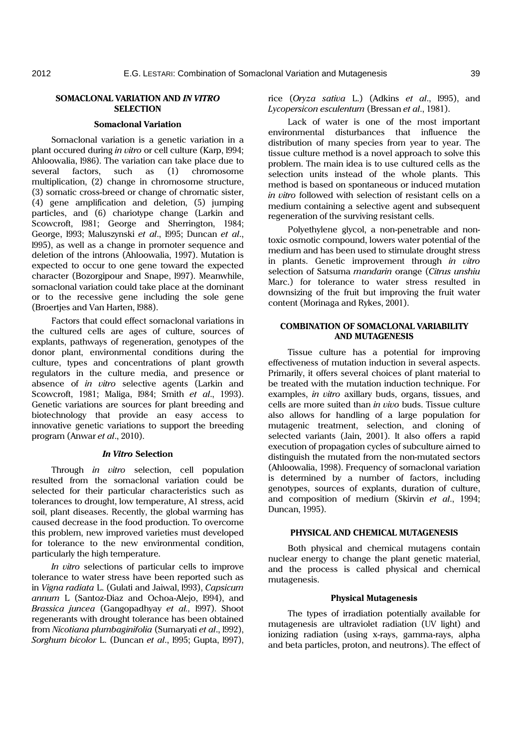## SOMACLONAL VARIATION AND *IN VITRO* SELECTION

### Somaclonal Variation

Somaclonal variation is a genetic variation in a plant occured during *in vitro* or cell culture (Karp, 1994; Ahloowalia, 1986). The variation can take place due to several factors, such as (1) chromosome multiplication, (2) change in chromosome structure, (3) somatic cross-breed or change of chromatic sister, (4) gene amplification and deletion, (5) jumping particles, and (6) chariotype change (Larkin and Scowcroft, 1981; George and Sherrington, 1984; George, 1993; Maluszynski *et al*., 1995; Duncan *et al*., 1995), as well as a change in promoter sequence and deletion of the introns (Ahloowalia, 1997). Mutation is expected to occur to one gene toward the expected character (Bozorgipour and Snape, 1997). Meanwhile, somaclonal variation could take place at the dominant or to the recessive gene including the sole gene (Broertjes and Van Harten, 1988).

Factors that could effect somaclonal variations in the cultured cells are ages of culture, sources of explants, pathways of regeneration, genotypes of the donor plant, environmental conditions during the culture, types and concentrations of plant growth regulators in the culture media, and presence or absence of *in vitro* selective agents (Larkin and Scowcroft, 1981; Maliga, 1984; Smith *et al*., 1993). Genetic variations are sources for plant breeding and biotechnology that provide an easy access to innovative genetic variations to support the breeding program (Anwar *et al*., 2010).

### *In Vitro* Selection

Through *in vitro* selection, cell population resulted from the somaclonal variation could be selected for their particular characteristics such as tolerances to drought, low temperature, Al stress, acid soil, plant diseases. Recently, the global warming has caused decrease in the food production. To overcome this problem, new improved varieties must developed for tolerance to the new environmental condition, particularly the high temperature.

*In vitro* selections of particular cells to improve tolerance to water stress have been reported such as in *Vigna radiata* L. (Gulati and Jaiwal, 1993), *Capsicum annum* L (Santoz-Diaz and Ochoa-Alejo, 1994), and *Brassica juncea* (Gangopadhyay *et al.,* 1997). Shoot regenerants with drought tolerance has been obtained from *Nicotiana plumbaginifolia* (Sumaryati *et al*., 1992), *Sorghum bicolor* L. (Duncan *et al*., 1995; Gupta, 1997), rice (*Oryza sativa* L.) (Adkins *et al*., 1995), and *Lycopersicon esculentum* (Bressan *et al*., 1981).

Lack of water is one of the most important environmental disturbances that influence the distribution of many species from year to year. The tissue culture method is a novel approach to solve this problem. The main idea is to use cultured cells as the selection units instead of the whole plants. This method is based on spontaneous or induced mutation *in vitro* followed with selection of resistant cells on a medium containing a selective agent and subsequent regeneration of the surviving resistant cells.

Polyethylene glycol, a non-penetrable and non-toxic osmotic compound, lowers water potential of the medium and has been used to stimulate drought stress in plants. Genetic improvement through *in vitro* selection of Satsuma *mandarin* orange (*Citrus unshiu* Marc.) for tolerance to water stress resulted in downsizing of the fruit but improving the fruit water content (Morinaga and Rykes, 2001).

## COMBINATION OF SOMACLONAL VARIABILITY AND MUTAGENESIS

Tissue culture has a potential for improving effectiveness of mutation induction in several aspects. Primarily, it offers several choices of plant material to be treated with the mutation induction technique. For examples, *in vitro* axillary buds, organs, tissues, and cells are more suited than *in vivo* buds. Tissue culture also allows for handling of a large population for mutagenic treatment, selection, and cloning of selected variants (Jain, 2001). It also offers a rapid execution of propagation cycles of subculture aimed to distinguish the mutated from the non-mutated sectors (Ahloowalia, 1998). Frequency of somaclonal variation is determined by a number of factors, including genotypes, sources of explants, duration of culture, and composition of medium (Skirvin *et al*., 1994; Duncan, 1995).

## PHYSICAL AND CHEMICAL MUTAGENESIS

Both physical and chemical mutagens contain nuclear energy to change the plant genetic material, and the process is called physical and chemical mutagenesis.

### Physical Mutagenesis

The types of irradiation potentially available for mutagenesis are ultraviolet radiation (UV light) and ionizing radiation (using x-rays, gamma-rays, alpha and beta particles, proton, and neutrons). The effect of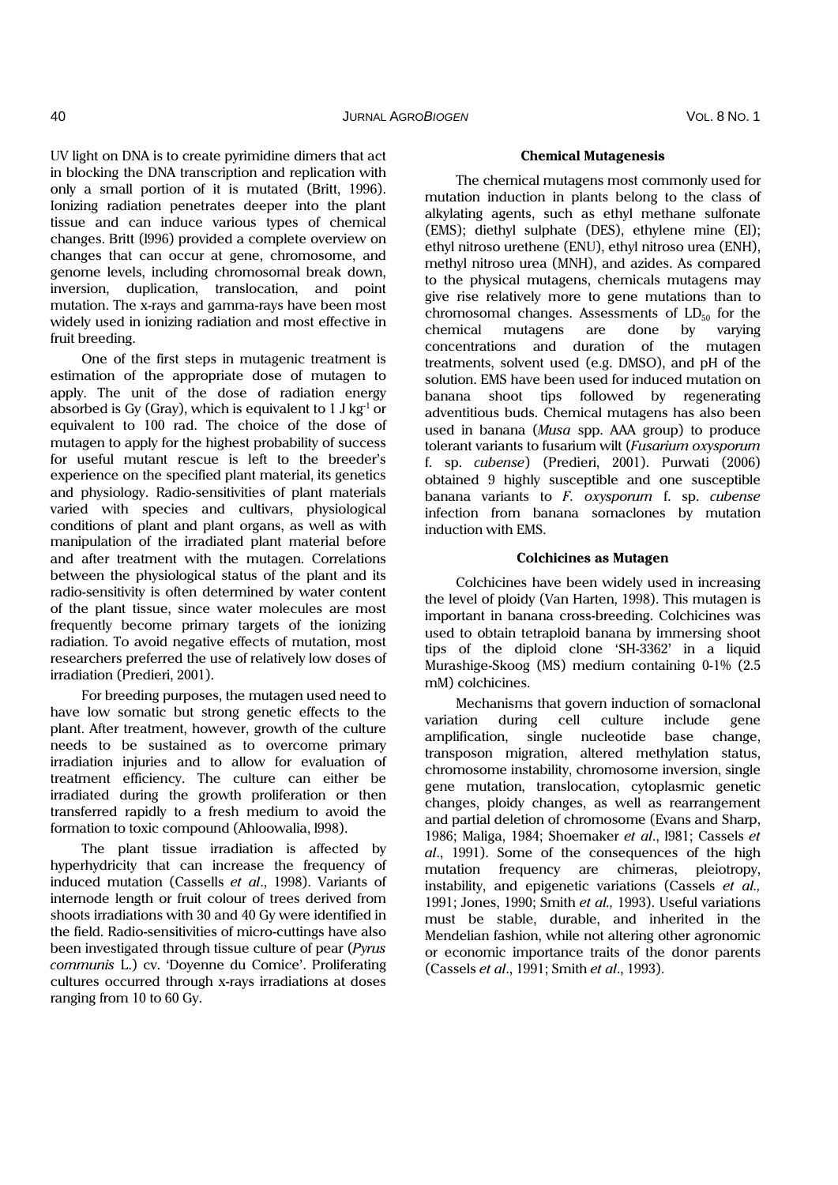UV light on DNA is to create pyrimidine dimers that act in blocking the DNA transcription and replication with only a small portion of it is mutated (Britt, 1996). Ionizing radiation penetrates deeper into the plant tissue and can induce various types of chemical changes. Britt (l996) provided a complete overview on changes that can occur at gene, chromosome, and genome levels, including chromosomal break down, inversion, duplication, translocation, and point mutation. The x-rays and gamma-rays have been most widely used in ionizing radiation and most effective in fruit breeding.

One of the first steps in mutagenic treatment is estimation of the appropriate dose of mutagen to apply. The unit of the dose of radiation energy absorbed is Gy (Gray), which is equivalent to 1 J $kg^{-1}$ or equivalent to 100 rad. The choice of the dose of mutagen to apply for the highest probability of success for useful mutant rescue is left to the breeder's experience on the specified plant material, its genetics and physiology. Radio-sensitivities of plant materials varied with species and cultivars, physiological conditions of plant and plant organs, as well as with manipulation of the irradiated plant material before and after treatment with the mutagen. Correlations between the physiological status of the plant and its radio-sensitivity is often determined by water content of the plant tissue, since water molecules are most frequently become primary targets of the ionizing radiation. To avoid negative effects of mutation, most researchers preferred the use of relatively low doses of irradiation (Predieri, 2001).

For breeding purposes, the mutagen used need to have low somatic but strong genetic effects to the plant. After treatment, however, growth of the culture needs to be sustained as to overcome primary irradiation injuries and to allow for evaluation of treatment efficiency. The culture can either be irradiated during the growth proliferation or then transferred rapidly to a fresh medium to avoid the formation to toxic compound (Ahloowalia, l998).

The plant tissue irradiation is affected by hyperhydricity that can increase the frequency of induced mutation (Cassells *et al*., 1998). Variants of internode length or fruit colour of trees derived from shoots irradiations with 30 and 40 Gy were identified in the field. Radio-sensitivities of micro-cuttings have also been investigated through tissue culture of pear (*Pyrus communis* L.) cv. 'Doyenne du Comice'. Proliferating cultures occurred through x-rays irradiations at doses ranging from 10 to 60 Gy.

**Chemical Mutagenesis**

The chemical mutagens most commonly used for mutation induction in plants belong to the class of alkylating agents, such as ethyl methane sulfonate (EMS); diethyl sulphate (DES), ethylene mine (EI); ethyl nitroso urethene (ENU), ethyl nitroso urea (ENH), methyl nitroso urea (MNH), and azides. As compared to the physical mutagens, chemicals mutagens may give rise relatively more to gene mutations than to chromosomal changes. Assessments of $LD_{50}$ for the chemical mutagens are done by varying concentrations and duration of the mutagen treatments, solvent used (e.g. DMSO), and pH of the solution. EMS have been used for induced mutation on banana shoot tips followed by regenerating adventitious buds. Chemical mutagens has also been used in banana (*Musa* spp. AAA group) to produce tolerant variants to fusarium wilt (*Fusarium oxysporum* f. sp. *cubense*) (Predieri, 2001). Purwati (2006) obtained 9 highly susceptible and one susceptible banana variants to *F. oxysporum* f. sp. *cubense* infection from banana somaclones by mutation induction with EMS.

**Colchicines as Mutagen**

Colchicines have been widely used in increasing the level of ploidy (Van Harten, 1998). This mutagen is important in banana cross-breeding. Colchicines was used to obtain tetraploid banana by immersing shoot tips of the diploid clone 'SH-3362' in a liquid Murashige-Skoog (MS) medium containing 0-1% (2.5 mM) colchicines.

Mechanisms that govern induction of somaclonal variation during cell culture include gene amplification, single nucleotide base change, transposon migration, altered methylation status, chromosome instability, chromosome inversion, single gene mutation, translocation, cytoplasmic genetic changes, ploidy changes, as well as rearrangement and partial deletion of chromosome (Evans and Sharp, 1986; Maliga, 1984; Shoemaker *et al*., l981; Cassels *et al*., 1991). Some of the consequences of the high mutation frequency are chimeras, pleiotropy, instability, and epigenetic variations (Cassels *et al.,* 1991; Jones, 1990; Smith *et al.,* 1993). Useful variations must be stable, durable, and inherited in the Mendelian fashion, while not altering other agronomic or economic importance traits of the donor parents (Cassels *et al*., 1991; Smith *et al*., 1993).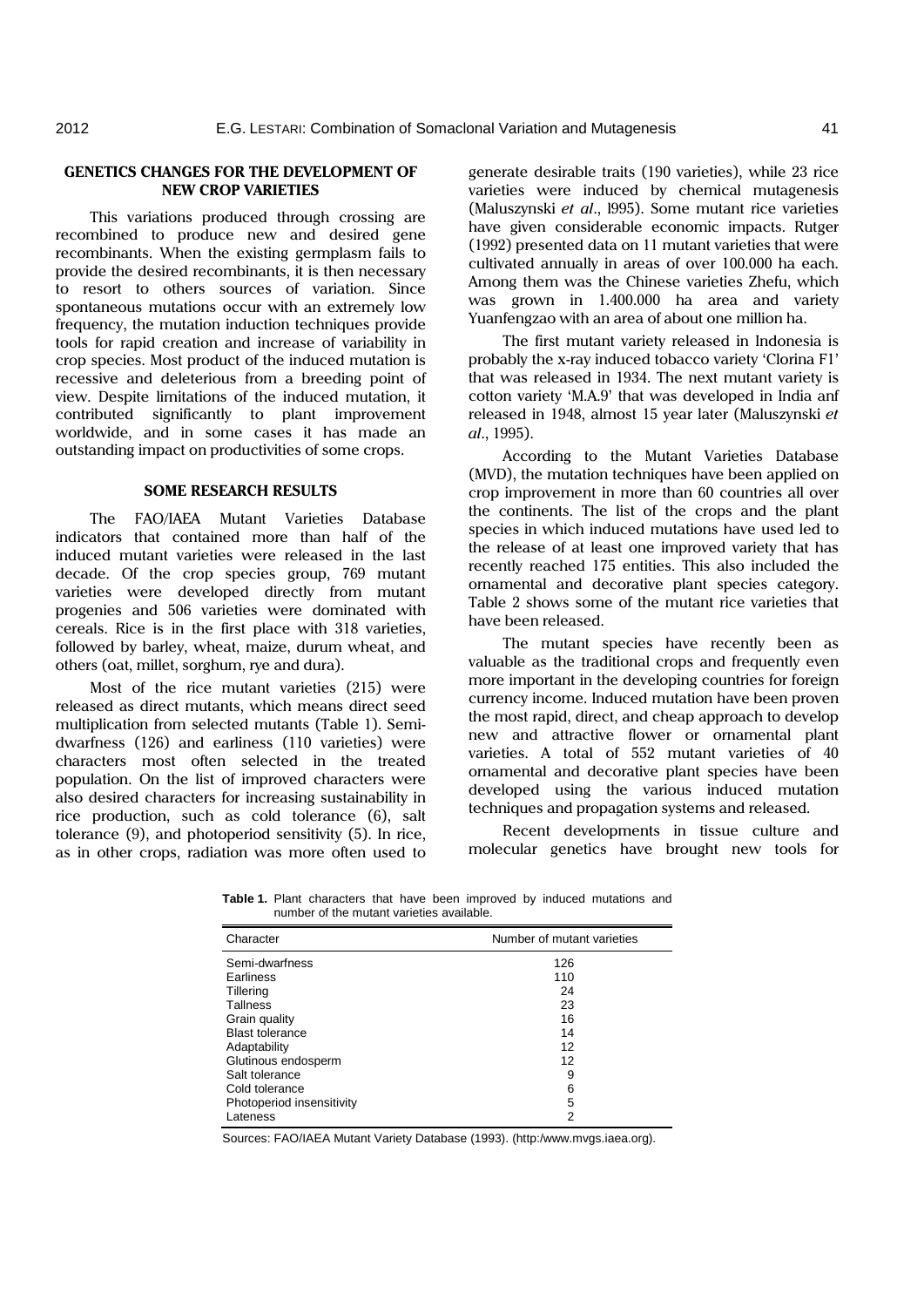## GENETICS CHANGES FOR THE DEVELOPMENT OF NEW CROP VARIETIES

This variations produced through crossing are recombined to produce new and desired gene recombinants. When the existing germplasm fails to provide the desired recombinants, it is then necessary to resort to others sources of variation. Since spontaneous mutations occur with an extremely low frequency, the mutation induction techniques provide tools for rapid creation and increase of variability in crop species. Most product of the induced mutation is recessive and deleterious from a breeding point of view. Despite limitations of the induced mutation, it contributed significantly to plant improvement worldwide, and in some cases it has made an outstanding impact on productivities of some crops.

## SOME RESEARCH RESULTS

The FAO/IAEA Mutant Varieties Database indicators that contained more than half of the induced mutant varieties were released in the last decade. Of the crop species group, 769 mutant varieties were developed directly from mutant progenies and 506 varieties were dominated with cereals. Rice is in the first place with 318 varieties, followed by barley, wheat, maize, durum wheat, and others (oat, millet, sorghum, rye and dura).

Most of the rice mutant varieties (215) were released as direct mutants, which means direct seed multiplication from selected mutants (Table 1). Semi-dwarfness (126) and earliness (110 varieties) were characters most often selected in the treated population. On the list of improved characters were also desired characters for increasing sustainability in rice production, such as cold tolerance (6), salt tolerance (9), and photoperiod sensitivity (5). In rice, as in other crops, radiation was more often used to generate desirable traits (190 varieties), while 23 rice varieties were induced by chemical mutagenesis (Maluszynski *et al*., 1995). Some mutant rice varieties have given considerable economic impacts. Rutger (1992) presented data on 11 mutant varieties that were cultivated annually in areas of over 100.000 ha each. Among them was the Chinese varieties Zhefu, which was grown in 1.400.000 ha area and variety Yuanfengzao with an area of about one million ha.

The first mutant variety released in Indonesia is probably the x-ray induced tobacco variety 'Clorina F1' that was released in 1934. The next mutant variety is cotton variety 'M.A.9' that was developed in India anf released in 1948, almost 15 year later (Maluszynski *et al*., 1995).

According to the Mutant Varieties Database (MVD), the mutation techniques have been applied on crop improvement in more than 60 countries all over the continents. The list of the crops and the plant species in which induced mutations have used led to the release of at least one improved variety that has recently reached 175 entities. This also included the ornamental and decorative plant species category. Table 2 shows some of the mutant rice varieties that have been released.

The mutant species have recently been as valuable as the traditional crops and frequently even more important in the developing countries for foreign currency income. Induced mutation have been proven the most rapid, direct, and cheap approach to develop new and attractive flower or ornamental plant varieties. A total of 552 mutant varieties of 40 ornamental and decorative plant species have been developed using the various induced mutation techniques and propagation systems and released.

Recent developments in tissue culture and molecular genetics have brought new tools for

**Table 1.** Plant characters that have been improved by induced mutations and number of the mutant varieties available.

| Character | Number of mutant varieties |
|---|---|
| Semi-dwarfness | 126 |
| Earliness | 110 |
| Tillering | 24 |
| Tallness | 23 |
| Grain quality | 16 |
| Blast tolerance | 14 |
| Adaptability | 12 |
| Glutinous endosperm | 12 |
| Salt tolerance | 9 |
| Cold tolerance | 6 |
| Photoperiod insensitivity | 5 |
| Lateness | 2 |

Sources: FAO/IAEA Mutant Variety Database (1993). (http:/www.mvgs.iaea.org).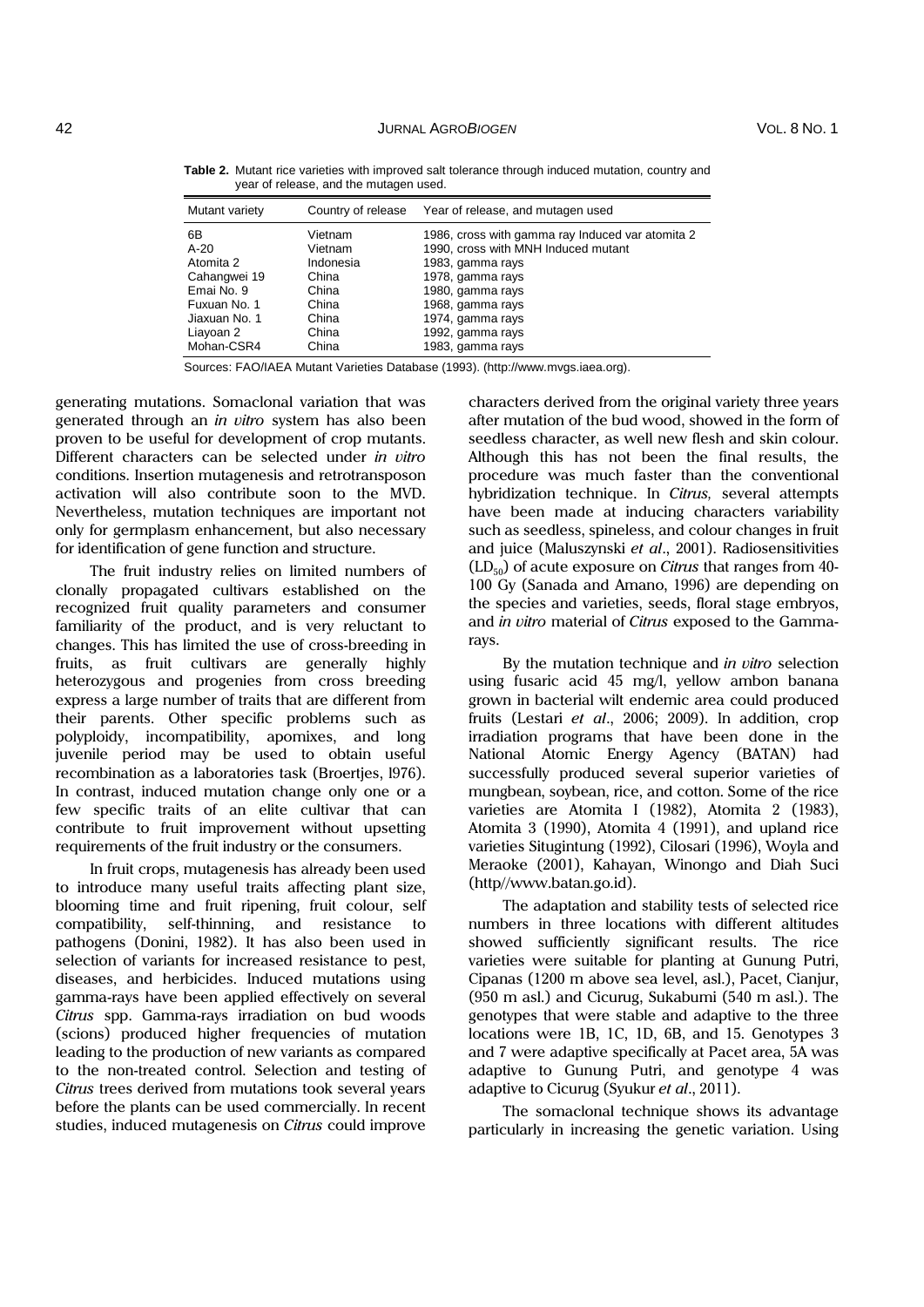**Table 2.** Mutant rice varieties with improved salt tolerance through induced mutation, country and year of release, and the mutagen used.

| Mutant variety | Country of release | Year of release, and mutagen used |
|---|---|---|
| 6B | Vietnam | 1986, cross with gamma ray Induced var atomita 2 |
| A-20 | Vietnam | 1990, cross with MNH Induced mutant |
| Atomita 2 | Indonesia | 1983, gamma rays |
| Cahangwei 19 | China | 1978, gamma rays |
| Emai No. 9 | China | 1980, gamma rays |
| Fuxuan No. 1 | China | 1968, gamma rays |
| Jiaxuan No. 1 | China | 1974, gamma rays |
| Liayoan 2 | China | 1992, gamma rays |
| Mohan-CSR4 | China | 1983, gamma rays |

Sources: FAO/IAEA Mutant Varieties Database (1993). (http://www.mvgs.iaea.org).

generating mutations. Somaclonal variation that was generated through an *in vitro* system has also been proven to be useful for development of crop mutants. Different characters can be selected under *in vitro* conditions. Insertion mutagenesis and retrotransposon activation will also contribute soon to the MVD. Nevertheless, mutation techniques are important not only for germplasm enhancement, but also necessary for identification of gene function and structure.

The fruit industry relies on limited numbers of clonally propagated cultivars established on the recognized fruit quality parameters and consumer familiarity of the product, and is very reluctant to changes. This has limited the use of cross-breeding in fruits, as fruit cultivars are generally highly heterozygous and progenies from cross breeding express a large number of traits that are different from their parents. Other specific problems such as polyploidy, incompatibility, apomixes, and long juvenile period may be used to obtain useful recombination as a laboratories task (Broertjes, 1976). In contrast, induced mutation change only one or a few specific traits of an elite cultivar that can contribute to fruit improvement without upsetting requirements of the fruit industry or the consumers.

In fruit crops, mutagenesis has already been used to introduce many useful traits affecting plant size, blooming time and fruit ripening, fruit colour, self compatibility, self-thinning, and resistance to pathogens (Donini, 1982). It has also been used in selection of variants for increased resistance to pest, diseases, and herbicides. Induced mutations using gamma-rays have been applied effectively on several *Citrus* spp. Gamma-rays irradiation on bud woods (scions) produced higher frequencies of mutation leading to the production of new variants as compared to the non-treated control. Selection and testing of *Citrus* trees derived from mutations took several years before the plants can be used commercially. In recent studies, induced mutagenesis on *Citrus* could improve characters derived from the original variety three years after mutation of the bud wood, showed in the form of seedless character, as well new flesh and skin colour. Although this has not been the final results, the procedure was much faster than the conventional hybridization technique. In *Citrus,* several attempts have been made at inducing characters variability such as seedless, spineless, and colour changes in fruit and juice (Maluszynski *et al*., 2001). Radiosensitivities ($LD_{50}$) of acute exposure on *Citrus* that ranges from 40-100 Gy (Sanada and Amano, 1996) are depending on the species and varieties, seeds, floral stage embryos, and *in vitro* material of *Citrus* exposed to the Gamma-rays.

By the mutation technique and *in vitro* selection using fusaric acid 45 mg/l, yellow ambon banana grown in bacterial wilt endemic area could produced fruits (Lestari *et al*., 2006; 2009). In addition, crop irradiation programs that have been done in the National Atomic Energy Agency (BATAN) had successfully produced several superior varieties of mungbean, soybean, rice, and cotton. Some of the rice varieties are Atomita I (1982), Atomita 2 (1983), Atomita 3 (1990), Atomita 4 (1991), and upland rice varieties Situgintung (1992), Cilosari (1996), Woyla and Meraoke (2001), Kahayan, Winongo and Diah Suci (http//www.batan.go.id).

The adaptation and stability tests of selected rice numbers in three locations with different altitudes showed sufficiently significant results. The rice varieties were suitable for planting at Gunung Putri, Cipanas (1200 m above sea level, asl.), Pacet, Cianjur, (950 m asl.) and Cicurug, Sukabumi (540 m asl.). The genotypes that were stable and adaptive to the three locations were 1B, 1C, 1D, 6B, and 15. Genotypes 3 and 7 were adaptive specifically at Pacet area, 5A was adaptive to Gunung Putri, and genotype 4 was adaptive to Cicurug (Syukur *et al*., 2011).

The somaclonal technique shows its advantage particularly in increasing the genetic variation. Using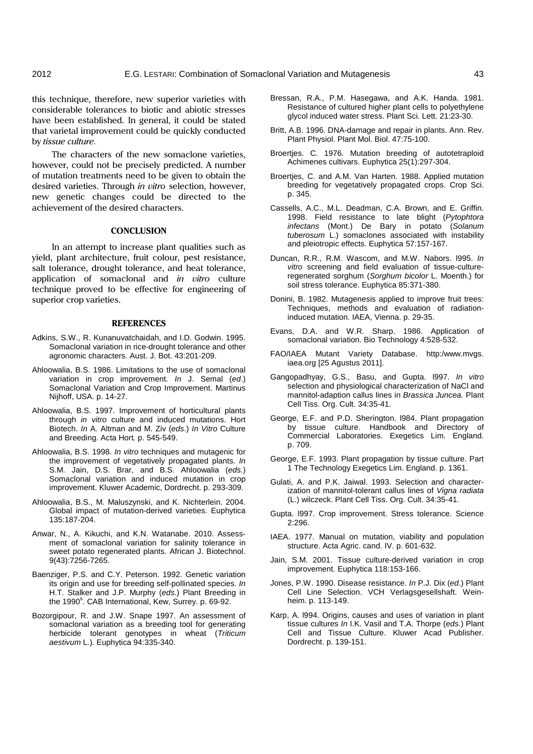this technique, therefore, new superior varieties with considerable tolerances to biotic and abiotic stresses have been established. In general, it could be stated that varietal improvement could be quickly conducted by *tissue culture*.

The characters of the new somaclone varieties, however, could not be precisely predicted. A number of mutation treatments need to be given to obtain the desired varieties. Through *in vitro* selection, however, new genetic changes could be directed to the achievement of the desired characters.

## CONCLUSION

In an attempt to increase plant qualities such as yield, plant architecture, fruit colour, pest resistance, salt tolerance, drought tolerance, and heat tolerance, application of somaclonal and *in vitro* culture technique proved to be effective for engineering of superior crop varieties.

## REFERENCES

Adkins, S.W., R. Kunanuvatchaidah, and I.D. Godwin. 1995. Somaclonal variation in rice-drought tolerance and other agronomic characters. Aust. J. Bot. 43:201-209.

Ahloowalia, B.S. 1986. Limitations to the use of somaclonal variation in crop improvement. *In* J. Semal (*ed*.) Somaclonal Variation and Crop Improvement. Martinus Nijhoff, USA. p. 14-27.

Ahloowalia, B.S. 1997. Improvement of horticultural plants through *in vitro* culture and induced mutations. Hort Biotech. *In* A. Altman and M. Ziv (*eds*.) *In Vitro* Culture and Breeding. Acta Hort*.* p. 545-549.

Ahloowalia, B.S. 1998. *In vitro* techniques and mutagenic for the improvement of vegetatively propagated plants. *In* S.M. Jain, D.S. Brar, and B.S. Ahloowalia (*eds.*) Somaclonal variation and induced mutation in crop improvement. Kluwer Academic, Dordrecht. p. 293-309.

Ahloowalia, B.S., M. Maluszynski, and K. Nichterlein. 2004. Global impact of mutation-derived varieties. Euphytica 135:187-204.

Anwar, N., A. Kikuchi, and K.N. Watanabe. 2010. Assessment of somaclonal variation for salinity tolerance in sweet potato regenerated plants. African J. Biotechnol. 9(43):7256-7265.

Baenziger, P.S. and C.Y. Peterson. 1992. Genetic variation its origin and use for breeding self-pollinated species. *In* H.T. Stalker and J.P. Murphy (*eds.*) Plant Breeding in the 1990s. CAB International, Kew, Surrey. p. 69-92.

Bozorgipour, R. and J.W. Snape 1997. An assessment of somaclonal variation as a breeding tool for generating herbicide tolerant genotypes in wheat (*Triticum aestivum* L.)*.* Euphytica 94:335-340.

Bressan, R.A., P.M. Hasegawa, and A.K. Handa. 1981. Resistance of cultured higher plant cells to polyethylene glycol induced water stress. Plant Sci. Lett. 21:23-30.

Britt, A.B. 1996. DNA-damage and repair in plants. Ann. Rev. Plant Physiol. Plant Mol. Biol. 47:75-100.

Broertjes. C. 1976. Mutation breeding of autotetraploid Achimenes cultivars. Euphytica 25(1):297-304.

Broertjes, C. and A.M. Van Harten. 1988. Applied mutation breeding for vegetatively propagated crops. Crop Sci. p. 345.

Cassells, A.C., M.L. Deadman, C.A. Brown, and E. Griffin. 1998. Field resistance to late blight (*Pytophtora infectans* (Mont.) De Bary in potato (*Solanum tuberosum* L.) somaclones associated with instability and pleiotropic effects. Euphytica 57:157-167.

Duncan, R.R., R.M. Wascom, and M.W. Nabors. l995. *In vitro* screening and field evaluation of tissue-culture-regenerated sorghum (*Sorghum bicolor* L. Moenth.) for soil stress tolerance. Euphytica 85:371-380.

Donini, B. 1982. Mutagenesis applied to improve fruit trees: Techniques, methods and evaluation of radiation-induced mutation. IAEA, Vienna. p. 29-35.

Evans, D.A. and W.R. Sharp. 1986. Application of somaclonal variation. Bio Technology 4:528-532.

FAO/IAEA Mutant Variety Database. http:/www.mvgs.iaea.org [25 Agustus 2011].

Gangopadhyay, G.S., Basu, and Gupta. l997. *In vitro* selection and physiological characterization of NaCl and mannitol-adaption callus lines in *Brassica Juncea.* Plant Cell Tiss. Org. Cult. 34:35-41.

George, E.F. and P.D. Sherington. l984. Plant propagation by tissue culture. Handbook and Directory of Commercial Laboratories. Exegetics Lim. England. p. 709.

George, E.F. 1993. Plant propagation by tissue culture. Part 1 The Technology Exegetics Lim. England. p. 1361.

Gulati, A. and P.K. Jaiwal. 1993. Selection and characterization of mannitol-tolerant callus lines of *Vigna radiata* (L.) wilczeck. Plant Cell Tiss. Org. Cult. 34:35-41.

Gupta. l997. Crop improvement. Stress tolerance. Science 2:296.

IAEA. 1977. Manual on mutation, viability and population structure. Acta Agric. cand. IV. p. 601-632.

Jain, S.M. 2001. Tissue culture-derived variation in crop improvement. Euphytica 118:153-166.

Jones, P.W. 1990. Disease resistance. *In* P.J. Dix (*ed*.) Plant Cell Line Selection. VCH Verlagsgesellshaft. Weinheim. p. 113-149.

Karp, A. l994. Origins, causes and uses of variation in plant tissue cultures *In* I.K. Vasil and T.A. Thorpe (*eds.*) Plant Cell and Tissue Culture. Kluwer Acad Publisher. Dordrecht. p. 139-151.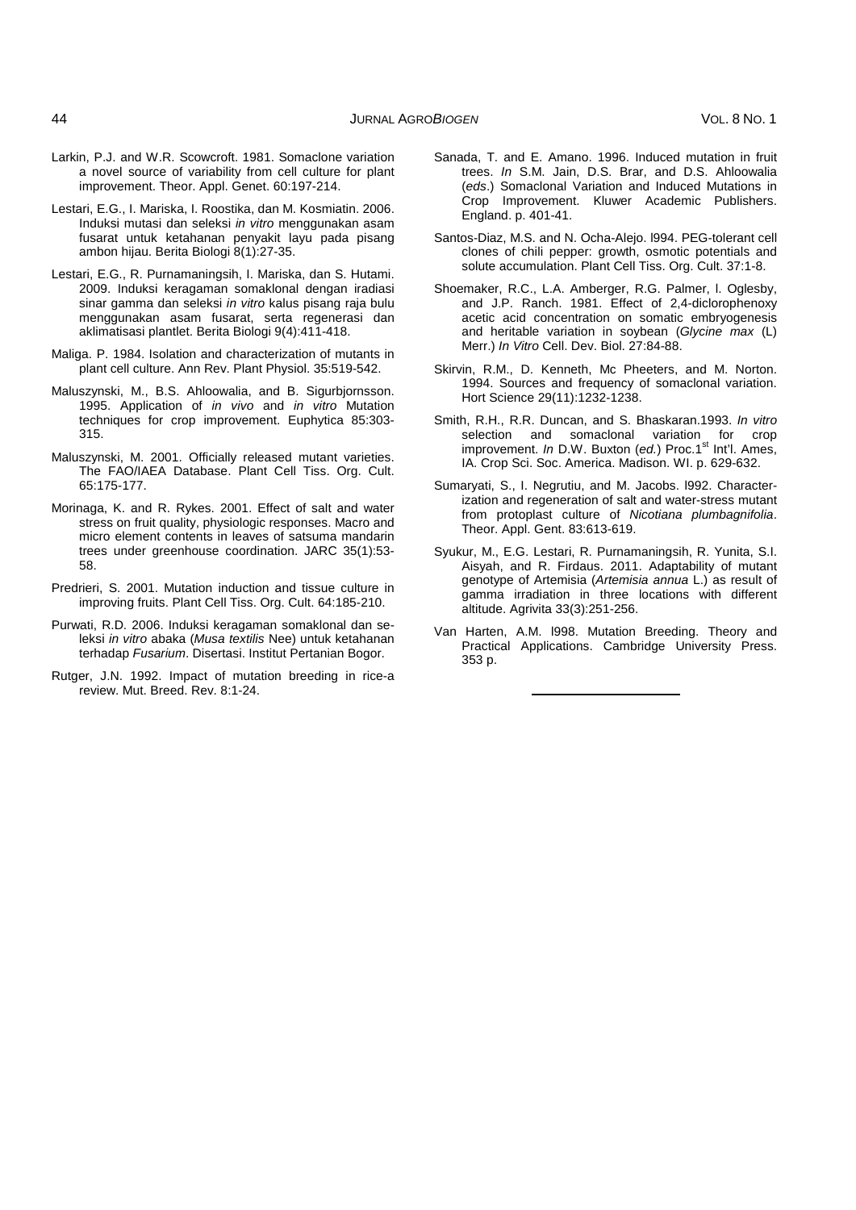Larkin, P.J. and W.R. Scowcroft. 1981. Somaclone variation a novel source of variability from cell culture for plant improvement. Theor. Appl. Genet. 60:197-214.

Lestari, E.G., I. Mariska, I. Roostika, dan M. Kosmiatin. 2006. Induksi mutasi dan seleksi *in vitro* menggunakan asam fusarat untuk ketahanan penyakit layu pada pisang ambon hijau. Berita Biologi 8(1):27-35.

Lestari, E.G., R. Purnamaningsih, I. Mariska, dan S. Hutami. 2009. Induksi keragaman somaklonal dengan iradiasi sinar gamma dan seleksi *in vitro* kalus pisang raja bulu menggunakan asam fusarat, serta regenerasi dan aklimatisasi plantlet. Berita Biologi 9(4):411-418.

Maliga. P. 1984. Isolation and characterization of mutants in plant cell culture. Ann Rev. Plant Physiol. 35:519-542.

Maluszynski, M., B.S. Ahloowalia, and B. Sigurbjornsson. 1995. Application of *in vivo* and *in vitro* Mutation techniques for crop improvement. Euphytica 85:303-315.

Maluszynski, M. 2001. Officially released mutant varieties. The FAO/IAEA Database. Plant Cell Tiss. Org. Cult. 65:175-177.

Morinaga, K. and R. Rykes. 2001. Effect of salt and water stress on fruit quality, physiologic responses. Macro and micro element contents in leaves of satsuma mandarin trees under greenhouse coordination. JARC 35(1):53-58.

Predrieri, S. 2001. Mutation induction and tissue culture in improving fruits. Plant Cell Tiss. Org. Cult. 64:185-210.

Purwati, R.D. 2006. Induksi keragaman somaklonal dan seleksi *in vitro* abaka (*Musa textilis* Nee) untuk ketahanan terhadap *Fusarium*. Disertasi. Institut Pertanian Bogor.

Rutger, J.N. 1992. Impact of mutation breeding in rice-a review. Mut. Breed. Rev. 8:1-24.

Sanada, T. and E. Amano. 1996. Induced mutation in fruit trees. *In* S.M. Jain, D.S. Brar, and D.S. Ahloowalia (*eds*.) Somaclonal Variation and Induced Mutations in Crop Improvement. Kluwer Academic Publishers. England. p. 401-41.

Santos-Diaz, M.S. and N. Ocha-Alejo. l994. PEG-tolerant cell clones of chili pepper: growth, osmotic potentials and solute accumulation. Plant Cell Tiss. Org. Cult. 37:1-8.

Shoemaker, R.C., L.A. Amberger, R.G. Palmer, l. Oglesby, and J.P. Ranch. 1981. Effect of 2,4-diclorophenoxy acetic acid concentration on somatic embryogenesis and heritable variation in soybean (*Glycine max* (L) Merr.) *In Vitro* Cell. Dev. Biol. 27:84-88.

Skirvin, R.M., D. Kenneth, Mc Pheeters, and M. Norton. 1994. Sources and frequency of somaclonal variation. Hort Science 29(11):1232-1238.

Smith, R.H., R.R. Duncan, and S. Bhaskaran.1993. *In vitro* selection and somaclonal variation for crop improvement. *In* D.W. Buxton (*ed.*) Proc.1st Int'l. Ames, IA. Crop Sci. Soc. America. Madison. WI. p. 629-632.

Sumaryati, S., I. Negrutiu, and M. Jacobs. l992. Characterization and regeneration of salt and water-stress mutant from protoplast culture of *Nicotiana plumbagnifolia*. Theor. Appl. Gent. 83:613-619.

Syukur, M., E.G. Lestari, R. Purnamaningsih, R. Yunita, S.I. Aisyah, and R. Firdaus. 2011. Adaptability of mutant genotype of Artemisia (*Artemisia annua* L.) as result of gamma irradiation in three locations with different altitude. Agrivita 33(3):251-256.

Van Harten, A.M. l998. Mutation Breeding. Theory and Practical Applications. Cambridge University Press. 353 p.